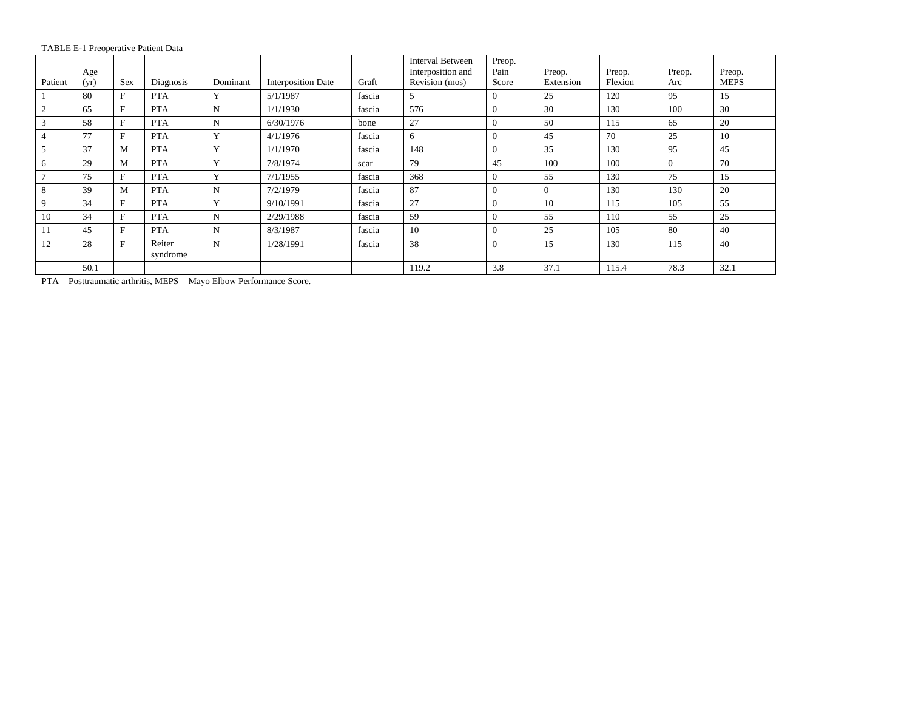TABLE E-1 Preoperative Patient Data

| Patient | Age (yr) | Sex | Diagnosis | Dominant | Interposition Date | Graft | Interval Between Interposition and Revision (mos) | Preop. Pain Score | Preop. Extension | Preop. Flexion | Preop. Arc | Preop. MEPS |
|---|---|---|---|---|---|---|---|---|---|---|---|---|
| 1 | 80 | F | PTA | Y | 5/1/1987 | fascia | 5 | 0 | 25 | 120 | 95 | 15 |
| 2 | 65 | F | PTA | N | 1/1/1930 | fascia | 576 | 0 | 30 | 130 | 100 | 30 |
| 3 | 58 | F | PTA | N | 6/30/1976 | bone | 27 | 0 | 50 | 115 | 65 | 20 |
| 4 | 77 | F | PTA | Y | 4/1/1976 | fascia | 6 | 0 | 45 | 70 | 25 | 10 |
| 5 | 37 | M | PTA | Y | 1/1/1970 | fascia | 148 | 0 | 35 | 130 | 95 | 45 |
| 6 | 29 | M | PTA | Y | 7/8/1974 | scar | 79 | 45 | 100 | 100 | 0 | 70 |
| 7 | 75 | F | PTA | Y | 7/1/1955 | fascia | 368 | 0 | 55 | 130 | 75 | 15 |
| 8 | 39 | M | PTA | N | 7/2/1979 | fascia | 87 | 0 | 0 | 130 | 130 | 20 |
| 9 | 34 | F | PTA | Y | 9/10/1991 | fascia | 27 | 0 | 10 | 115 | 105 | 55 |
| 10 | 34 | F | PTA | N | 2/29/1988 | fascia | 59 | 0 | 55 | 110 | 55 | 25 |
| 11 | 45 | F | PTA | N | 8/3/1987 | fascia | 10 | 0 | 25 | 105 | 80 | 40 |
| 12 | 28 | F | Reiter syndrome | N | 1/28/1991 | fascia | 38 | 0 | 15 | 130 | 115 | 40 |
| | 50.1 | | | | | | 119.2 | 3.8 | 37.1 | 115.4 | 78.3 | 32.1 |

PTA = Posttraumatic arthritis, MEPS = Mayo Elbow Performance Score.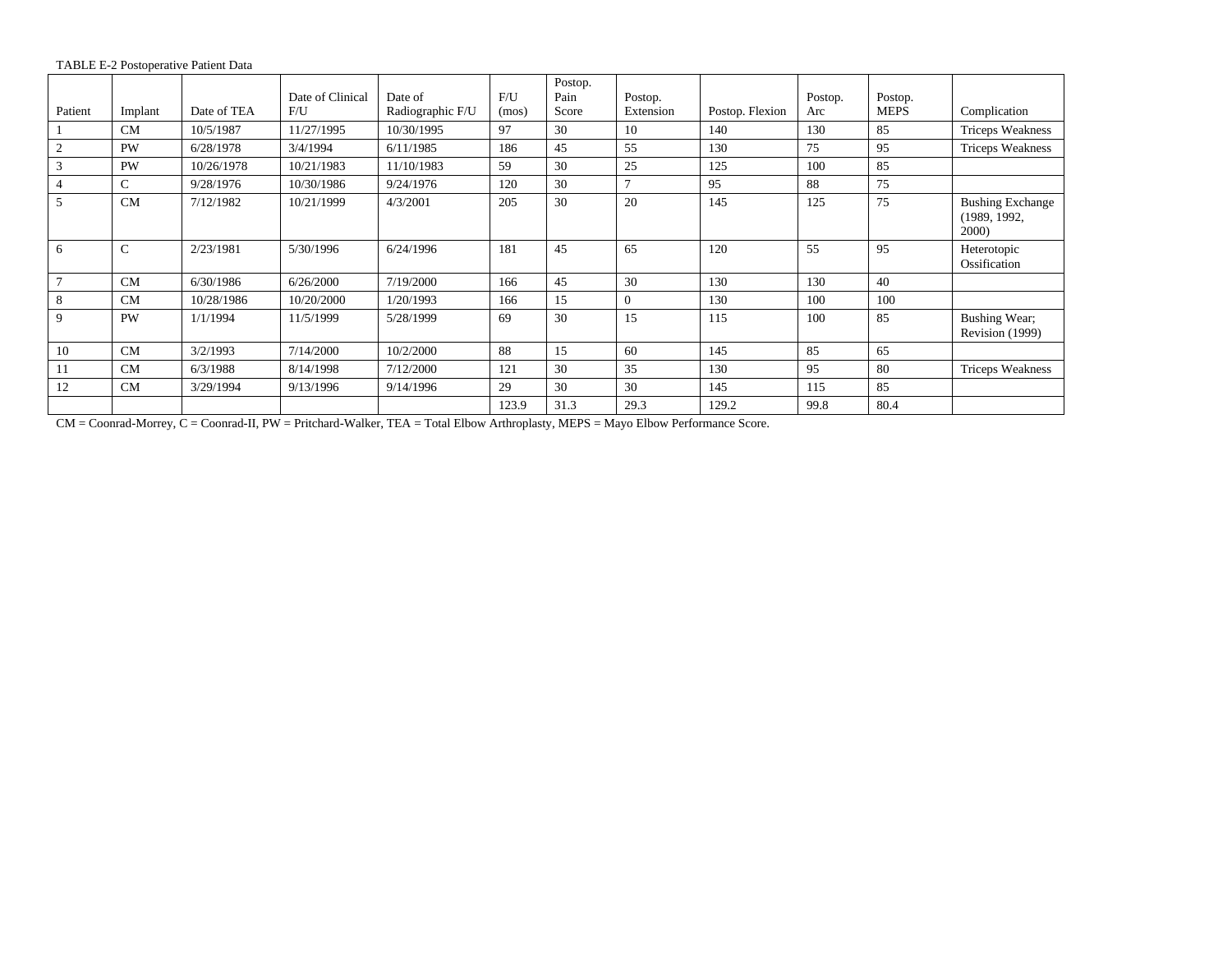TABLE E-2 Postoperative Patient Data

| Patient | Implant | Date of TEA | Date of Clinical F/U | Date of Radiographic F/U | F/U (mos) | Postop. Pain Score | Postop. Extension | Postop. Flexion | Postop. Arc | Postop. MEPS | Complication |
|---|---|---|---|---|---|---|---|---|---|---|---|
| 1 | CM | 10/5/1987 | 11/27/1995 | 10/30/1995 | 97 | 30 | 10 | 140 | 130 | 85 | Triceps Weakness |
| 2 | PW | 6/28/1978 | 3/4/1994 | 6/11/1985 | 186 | 45 | 55 | 130 | 75 | 95 | Triceps Weakness |
| 3 | PW | 10/26/1978 | 10/21/1983 | 11/10/1983 | 59 | 30 | 25 | 125 | 100 | 85 | |
| 4 | C | 9/28/1976 | 10/30/1986 | 9/24/1976 | 120 | 30 | 7 | 95 | 88 | 75 | |
| 5 | CM | 7/12/1982 | 10/21/1999 | 4/3/2001 | 205 | 30 | 20 | 145 | 125 | 75 | Bushing Exchange (1989, 1992, 2000) |
| 6 | C | 2/23/1981 | 5/30/1996 | 6/24/1996 | 181 | 45 | 65 | 120 | 55 | 95 | Heterotopic Ossification |
| 7 | CM | 6/30/1986 | 6/26/2000 | 7/19/2000 | 166 | 45 | 30 | 130 | 130 | 40 | |
| 8 | CM | 10/28/1986 | 10/20/2000 | 1/20/1993 | 166 | 15 | 0 | 130 | 100 | 100 | |
| 9 | PW | 1/1/1994 | 11/5/1999 | 5/28/1999 | 69 | 30 | 15 | 115 | 100 | 85 | Bushing Wear; Revision (1999) |
| 10 | CM | 3/2/1993 | 7/14/2000 | 10/2/2000 | 88 | 15 | 60 | 145 | 85 | 65 | |
| 11 | CM | 6/3/1988 | 8/14/1998 | 7/12/2000 | 121 | 30 | 35 | 130 | 95 | 80 | Triceps Weakness |
| 12 | CM | 3/29/1994 | 9/13/1996 | 9/14/1996 | 29 | 30 | 30 | 145 | 115 | 85 | |
| | | | | | 123.9 | 31.3 | 29.3 | 129.2 | 99.8 | 80.4 | |

CM = Coonrad-Morrey, C = Coonrad-II, PW = Pritchard-Walker, TEA = Total Elbow Arthroplasty, MEPS = Mayo Elbow Performance Score.